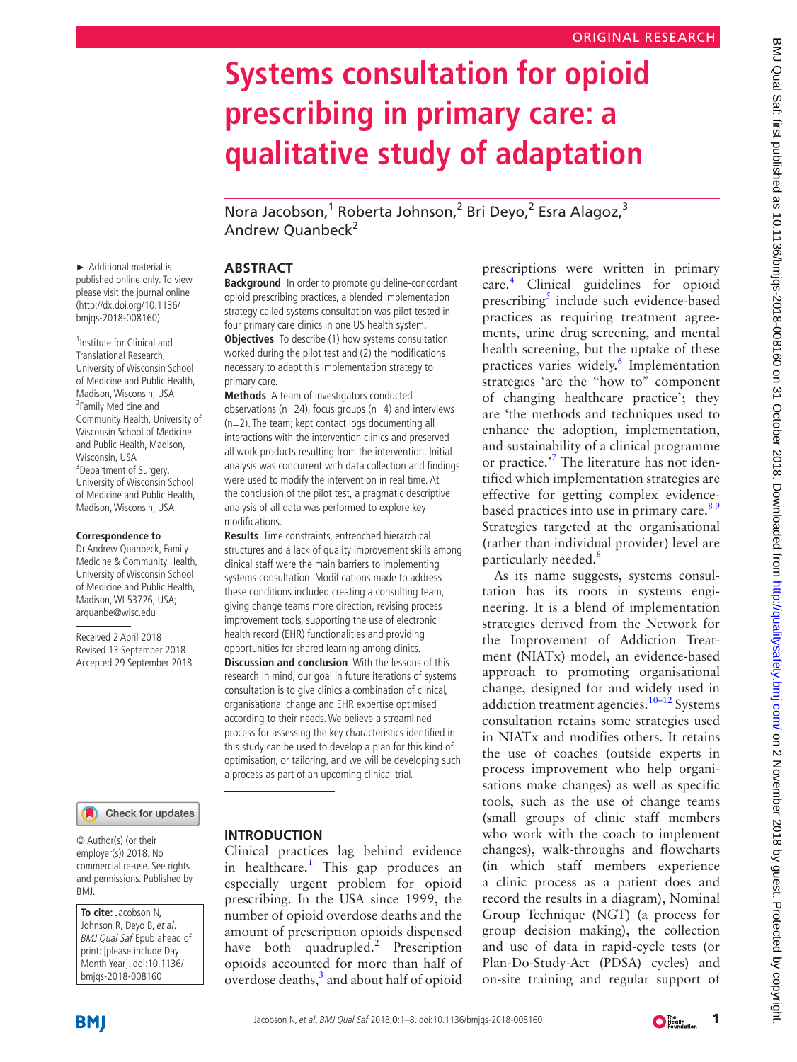ORIGINAL RESEARCH

# Systems consultation for opioid prescribing in primary care: a qualitative study of adaptation

Nora Jacobson,[1] Roberta Johnson,[2] Bri Deyo,[2] Esra Alagoz,[3] Andrew Quanbeck[2]

► Additional material is published online only. To view please visit the journal online (http://dx.doi.org/10.1136/bmjqs-2018-008160).

[1]Institute for Clinical and Translational Research, University of Wisconsin School of Medicine and Public Health, Madison, Wisconsin, USA
[2]Family Medicine and Community Health, University of Wisconsin School of Medicine and Public Health, Madison, Wisconsin, USA
[3]Department of Surgery, University of Wisconsin School of Medicine and Public Health, Madison, Wisconsin, USA

**Correspondence to**
Dr Andrew Quanbeck, Family Medicine & Community Health, University of Wisconsin School of Medicine and Public Health, Madison, WI 53726, USA; arquanbe@wisc.edu

Received 2 April 2018
Revised 13 September 2018
Accepted 29 September 2018

© Author(s) (or their employer(s)) 2018. No commercial re-use. See rights and permissions. Published by BMJ.

**To cite:** Jacobson N, Johnson R, Deyo B, *et al*. *BMJ Qual Saf* Epub ahead of print: [please include Day Month Year]. doi:10.1136/bmjqs-2018-008160

## ABSTRACT

**Background** In order to promote guideline-concordant opioid prescribing practices, a blended implementation strategy called systems consultation was pilot tested in four primary care clinics in one US health system.

**Objectives** To describe (1) how systems consultation worked during the pilot test and (2) the modifications necessary to adapt this implementation strategy to primary care.

**Methods** A team of investigators conducted observations (n=24), focus groups (n=4) and interviews (n=2). The team; kept contact logs documenting all interactions with the intervention clinics and preserved all work products resulting from the intervention. Initial analysis was concurrent with data collection and findings were used to modify the intervention in real time. At the conclusion of the pilot test, a pragmatic descriptive analysis of all data was performed to explore key modifications.

**Results** Time constraints, entrenched hierarchical structures and a lack of quality improvement skills among clinical staff were the main barriers to implementing systems consultation. Modifications made to address these conditions included creating a consulting team, giving change teams more direction, revising process improvement tools, supporting the use of electronic health record (EHR) functionalities and providing opportunities for shared learning among clinics.

**Discussion and conclusion** With the lessons of this research in mind, our goal in future iterations of systems consultation is to give clinics a combination of clinical, organisational change and EHR expertise optimised according to their needs. We believe a streamlined process for assessing the key characteristics identified in this study can be used to develop a plan for this kind of optimisation, or tailoring, and we will be developing such a process as part of an upcoming clinical trial.

## INTRODUCTION

Clinical practices lag behind evidence in healthcare.[1] This gap produces an especially urgent problem for opioid prescribing. In the USA since 1999, the number of opioid overdose deaths and the amount of prescription opioids dispensed have both quadrupled.[2] Prescription opioids accounted for more than half of overdose deaths,[3] and about half of opioid prescriptions were written in primary care.[4] Clinical guidelines for opioid prescribing[5] include such evidence-based practices as requiring treatment agreements, urine drug screening, and mental health screening, but the uptake of these practices varies widely.[6] Implementation strategies 'are the "how to" component of changing healthcare practice'; they are 'the methods and techniques used to enhance the adoption, implementation, and sustainability of a clinical programme or practice.'[7] The literature has not identified which implementation strategies are effective for getting complex evidence-based practices into use in primary care.[8 9] Strategies targeted at the organisational (rather than individual provider) level are particularly needed.[8]

As its name suggests, systems consultation has its roots in systems engineering. It is a blend of implementation strategies derived from the Network for the Improvement of Addiction Treatment (NIATx) model, an evidence-based approach to promoting organisational change, designed for and widely used in addiction treatment agencies.[10–12] Systems consultation retains some strategies used in NIATx and modifies others. It retains the use of coaches (outside experts in process improvement who help organisations make changes) as well as specific tools, such as the use of change teams (small groups of clinic staff members who work with the coach to implement changes), walk-throughs and flowcharts (in which staff members experience a clinic process as a patient does and record the results in a diagram), Nominal Group Technique (NGT) (a process for group decision making), the collection and use of data in rapid-cycle tests (or Plan-Do-Study-Act (PDSA) cycles) and on-site training and regular support of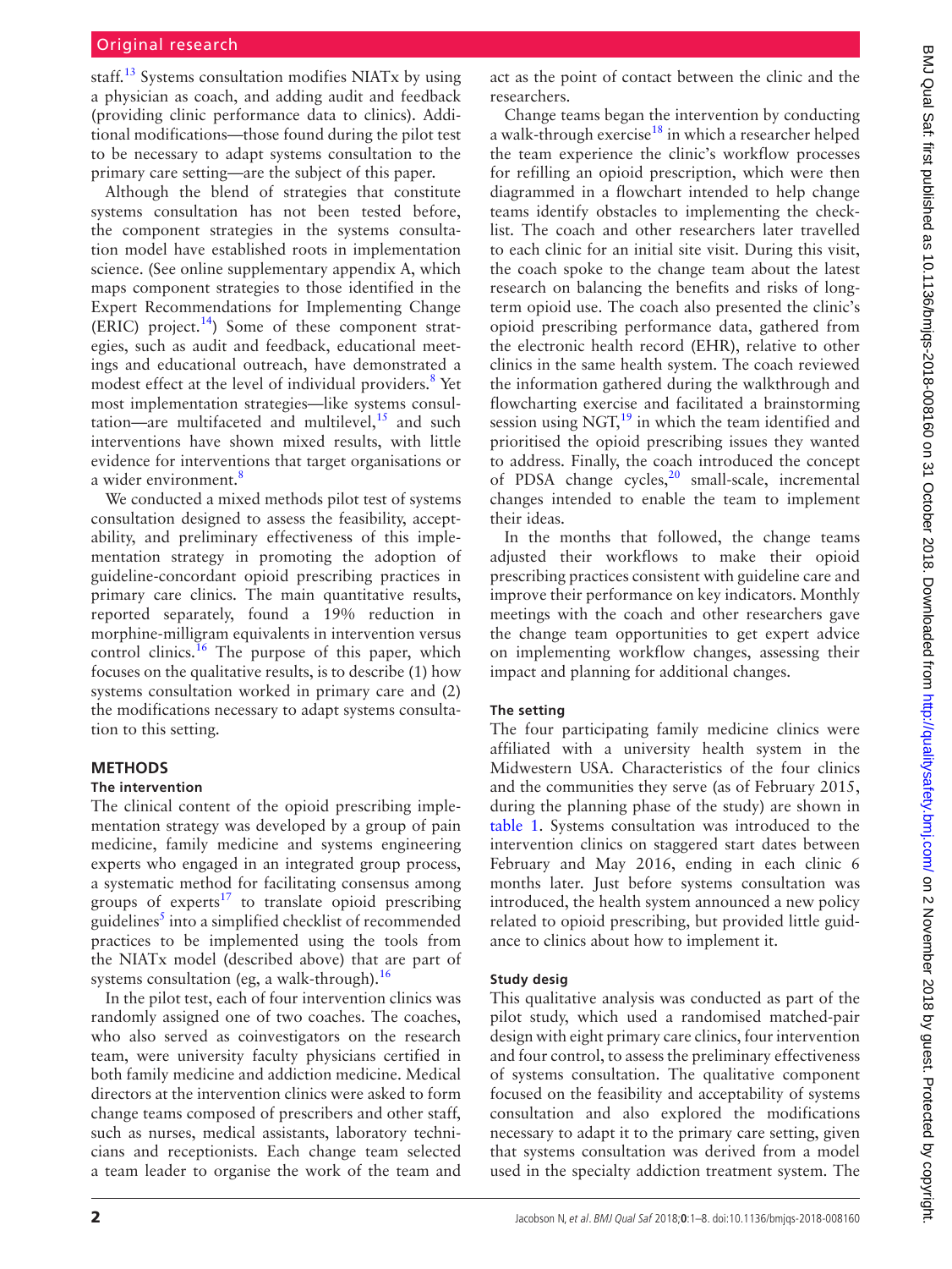staff.[13] Systems consultation modifies NIATx by using a physician as coach, and adding audit and feedback (providing clinic performance data to clinics). Additional modifications—those found during the pilot test to be necessary to adapt systems consultation to the primary care setting—are the subject of this paper.

Although the blend of strategies that constitute systems consultation has not been tested before, the component strategies in the systems consultation model have established roots in implementation science. (See online supplementary appendix A, which maps component strategies to those identified in the Expert Recommendations for Implementing Change (ERIC) project.[14]) Some of these component strategies, such as audit and feedback, educational meetings and educational outreach, have demonstrated a modest effect at the level of individual providers.[8] Yet most implementation strategies—like systems consultation—are multifaceted and multilevel,[15] and such interventions have shown mixed results, with little evidence for interventions that target organisations or a wider environment.[8]

We conducted a mixed methods pilot test of systems consultation designed to assess the feasibility, acceptability, and preliminary effectiveness of this implementation strategy in promoting the adoption of guideline-concordant opioid prescribing practices in primary care clinics. The main quantitative results, reported separately, found a 19% reduction in morphine-milligram equivalents in intervention versus control clinics.[16] The purpose of this paper, which focuses on the qualitative results, is to describe (1) how systems consultation worked in primary care and (2) the modifications necessary to adapt systems consultation to this setting.

## METHODS

### The intervention

The clinical content of the opioid prescribing implementation strategy was developed by a group of pain medicine, family medicine and systems engineering experts who engaged in an integrated group process, a systematic method for facilitating consensus among groups of experts[17] to translate opioid prescribing guidelines[5] into a simplified checklist of recommended practices to be implemented using the tools from the NIATx model (described above) that are part of systems consultation (eg, a walk-through).[16]

In the pilot test, each of four intervention clinics was randomly assigned one of two coaches. The coaches, who also served as coinvestigators on the research team, were university faculty physicians certified in both family medicine and addiction medicine. Medical directors at the intervention clinics were asked to form change teams composed of prescribers and other staff, such as nurses, medical assistants, laboratory technicians and receptionists. Each change team selected a team leader to organise the work of the team and act as the point of contact between the clinic and the researchers.

Change teams began the intervention by conducting a walk-through exercise[18] in which a researcher helped the team experience the clinic's workflow processes for refilling an opioid prescription, which were then diagrammed in a flowchart intended to help change teams identify obstacles to implementing the checklist. The coach and other researchers later travelled to each clinic for an initial site visit. During this visit, the coach spoke to the change team about the latest research on balancing the benefits and risks of long-term opioid use. The coach also presented the clinic's opioid prescribing performance data, gathered from the electronic health record (EHR), relative to other clinics in the same health system. The coach reviewed the information gathered during the walkthrough and flowcharting exercise and facilitated a brainstorming session using NGT,[19] in which the team identified and prioritised the opioid prescribing issues they wanted to address. Finally, the coach introduced the concept of PDSA change cycles,[20] small-scale, incremental changes intended to enable the team to implement their ideas.

In the months that followed, the change teams adjusted their workflows to make their opioid prescribing practices consistent with guideline care and improve their performance on key indicators. Monthly meetings with the coach and other researchers gave the change team opportunities to get expert advice on implementing workflow changes, assessing their impact and planning for additional changes.

### The setting

The four participating family medicine clinics were affiliated with a university health system in the Midwestern USA. Characteristics of the four clinics and the communities they serve (as of February 2015, during the planning phase of the study) are shown in table 1. Systems consultation was introduced to the intervention clinics on staggered start dates between February and May 2016, ending in each clinic 6 months later. Just before systems consultation was introduced, the health system announced a new policy related to opioid prescribing, but provided little guidance to clinics about how to implement it.

### Study desig

This qualitative analysis was conducted as part of the pilot study, which used a randomised matched-pair design with eight primary care clinics, four intervention and four control, to assess the preliminary effectiveness of systems consultation. The qualitative component focused on the feasibility and acceptability of systems consultation and also explored the modifications necessary to adapt it to the primary care setting, given that systems consultation was derived from a model used in the specialty addiction treatment system. The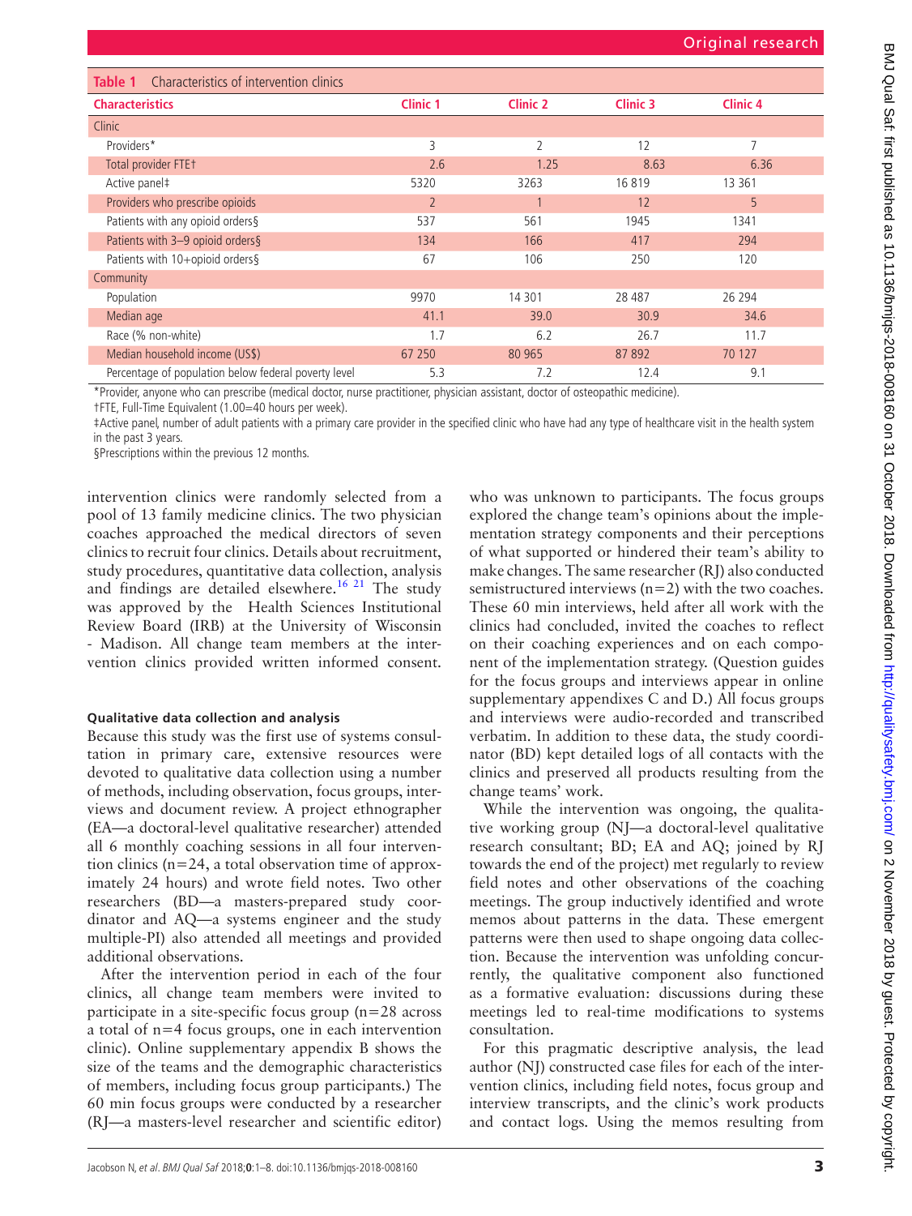**Table 1** Characteristics of intervention clinics

| Characteristics | Clinic 1 | Clinic 2 | Clinic 3 | Clinic 4 |
|---|---|---|---|---|
| Clinic | | | | |
| Providers* | 3 | 2 | 12 | 7 |
| Total provider FTE† | 2.6 | 1.25 | 8.63 | 6.36 |
| Active panel‡ | 5320 | 3263 | 16 819 | 13 361 |
| Providers who prescribe opioids | 2 | 1 | 12 | 5 |
| Patients with any opioid orders§ | 537 | 561 | 1945 | 1341 |
| Patients with 3–9 opioid orders§ | 134 | 166 | 417 | 294 |
| Patients with 10+opioid orders§ | 67 | 106 | 250 | 120 |
| Community | | | | |
| Population | 9970 | 14 301 | 28 487 | 26 294 |
| Median age | 41.1 | 39.0 | 30.9 | 34.6 |
| Race (% non-white) | 1.7 | 6.2 | 26.7 | 11.7 |
| Median household income (US$) | 67 250 | 80 965 | 87 892 | 70 127 |
| Percentage of population below federal poverty level | 5.3 | 7.2 | 12.4 | 9.1 |

*Provider, anyone who can prescribe (medical doctor, nurse practitioner, physician assistant, doctor of osteopathic medicine).
†FTE, Full-Time Equivalent (1.00=40 hours per week).
‡Active panel, number of adult patients with a primary care provider in the specified clinic who have had any type of healthcare visit in the health system in the past 3 years.
§Prescriptions within the previous 12 months.

intervention clinics were randomly selected from a pool of 13 family medicine clinics. The two physician coaches approached the medical directors of seven clinics to recruit four clinics. Details about recruitment, study procedures, quantitative data collection, analysis and findings are detailed elsewhere.[16 21] The study was approved by the Health Sciences Institutional Review Board (IRB) at the University of Wisconsin - Madison. All change team members at the intervention clinics provided written informed consent.

#### Qualitative data collection and analysis

Because this study was the first use of systems consultation in primary care, extensive resources were devoted to qualitative data collection using a number of methods, including observation, focus groups, interviews and document review. A project ethnographer (EA—a doctoral-level qualitative researcher) attended all 6 monthly coaching sessions in all four intervention clinics (n=24, a total observation time of approximately 24 hours) and wrote field notes. Two other researchers (BD—a masters-prepared study coordinator and AQ—a systems engineer and the study multiple-PI) also attended all meetings and provided additional observations.

After the intervention period in each of the four clinics, all change team members were invited to participate in a site-specific focus group (n=28 across a total of n=4 focus groups, one in each intervention clinic). Online supplementary appendix B shows the size of the teams and the demographic characteristics of members, including focus group participants.) The 60 min focus groups were conducted by a researcher (RJ—a masters-level researcher and scientific editor) who was unknown to participants. The focus groups explored the change team's opinions about the implementation strategy components and their perceptions of what supported or hindered their team's ability to make changes. The same researcher (RJ) also conducted semistructured interviews (n=2) with the two coaches. These 60 min interviews, held after all work with the clinics had concluded, invited the coaches to reflect on their coaching experiences and on each component of the implementation strategy. (Question guides for the focus groups and interviews appear in online supplementary appendixes C and D.) All focus groups and interviews were audio-recorded and transcribed verbatim. In addition to these data, the study coordinator (BD) kept detailed logs of all contacts with the clinics and preserved all products resulting from the change teams' work.

While the intervention was ongoing, the qualitative working group (NJ—a doctoral-level qualitative research consultant; BD; EA and AQ; joined by RJ towards the end of the project) met regularly to review field notes and other observations of the coaching meetings. The group inductively identified and wrote memos about patterns in the data. These emergent patterns were then used to shape ongoing data collection. Because the intervention was unfolding concurrently, the qualitative component also functioned as a formative evaluation: discussions during these meetings led to real-time modifications to systems consultation.

For this pragmatic descriptive analysis, the lead author (NJ) constructed case files for each of the intervention clinics, including field notes, focus group and interview transcripts, and the clinic's work products and contact logs. Using the memos resulting from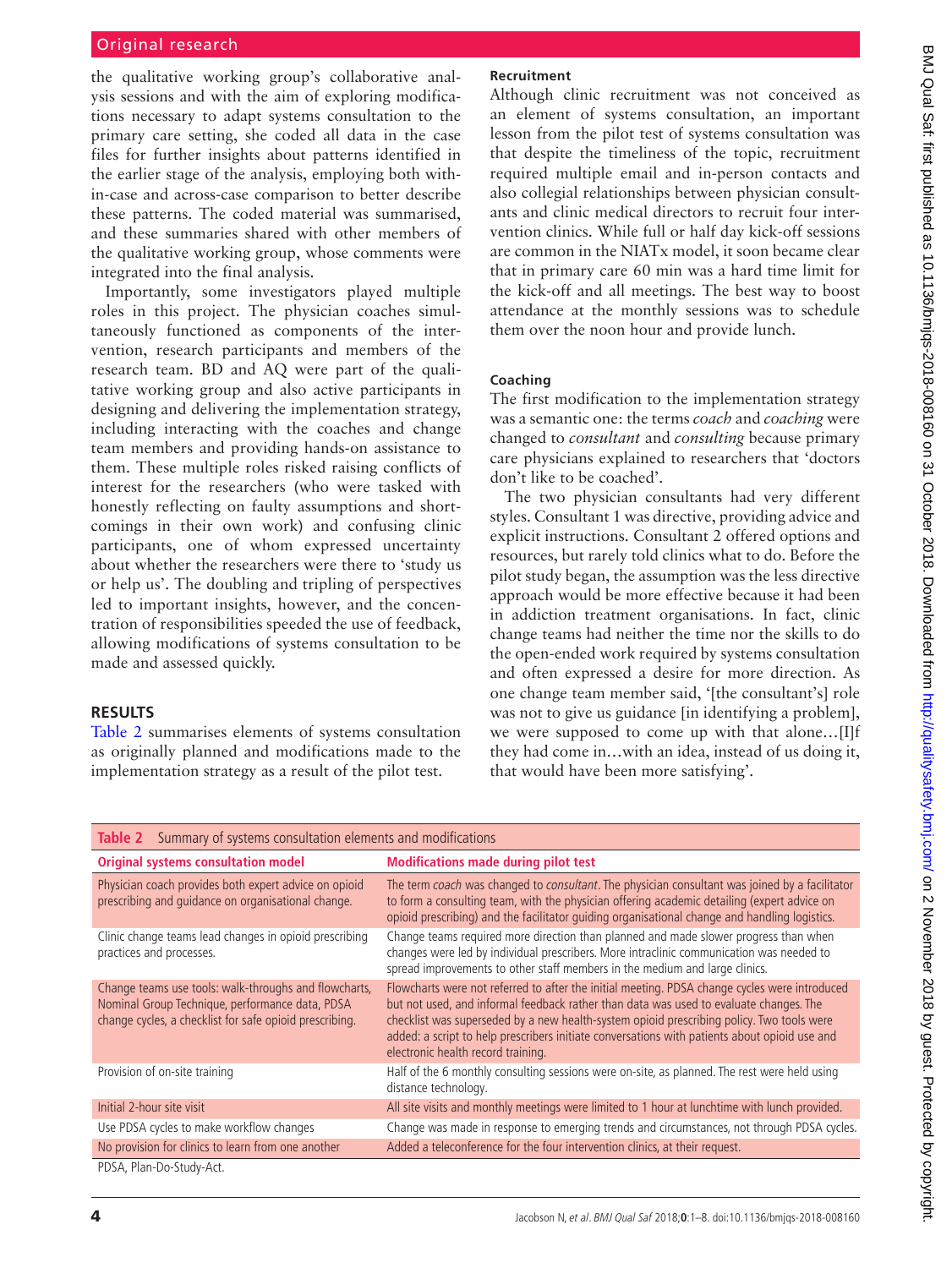the qualitative working group's collaborative analysis sessions and with the aim of exploring modifications necessary to adapt systems consultation to the primary care setting, she coded all data in the case files for further insights about patterns identified in the earlier stage of the analysis, employing both within-case and across-case comparison to better describe these patterns. The coded material was summarised, and these summaries shared with other members of the qualitative working group, whose comments were integrated into the final analysis.

Importantly, some investigators played multiple roles in this project. The physician coaches simultaneously functioned as components of the intervention, research participants and members of the research team. BD and AQ were part of the qualitative working group and also active participants in designing and delivering the implementation strategy, including interacting with the coaches and change team members and providing hands-on assistance to them. These multiple roles risked raising conflicts of interest for the researchers (who were tasked with honestly reflecting on faulty assumptions and shortcomings in their own work) and confusing clinic participants, one of whom expressed uncertainty about whether the researchers were there to 'study us or help us'. The doubling and tripling of perspectives led to important insights, however, and the concentration of responsibilities speeded the use of feedback, allowing modifications of systems consultation to be made and assessed quickly.

## RESULTS

Table 2 summarises elements of systems consultation as originally planned and modifications made to the implementation strategy as a result of the pilot test.

### Recruitment

Although clinic recruitment was not conceived as an element of systems consultation, an important lesson from the pilot test of systems consultation was that despite the timeliness of the topic, recruitment required multiple email and in-person contacts and also collegial relationships between physician consultants and clinic medical directors to recruit four intervention clinics. While full or half day kick-off sessions are common in the NIATx model, it soon became clear that in primary care 60 min was a hard time limit for the kick-off and all meetings. The best way to boost attendance at the monthly sessions was to schedule them over the noon hour and provide lunch.

### Coaching

The first modification to the implementation strategy was a semantic one: the terms *coach* and *coaching* were changed to *consultant* and *consulting* because primary care physicians explained to researchers that 'doctors don't like to be coached'.

The two physician consultants had very different styles. Consultant 1 was directive, providing advice and explicit instructions. Consultant 2 offered options and resources, but rarely told clinics what to do. Before the pilot study began, the assumption was the less directive approach would be more effective because it had been in addiction treatment organisations. In fact, clinic change teams had neither the time nor the skills to do the open-ended work required by systems consultation and often expressed a desire for more direction. As one change team member said, '[the consultant's] role was not to give us guidance [in identifying a problem], we were supposed to come up with that alone…[I]f they had come in…with an idea, instead of us doing it, that would have been more satisfying'.

**Table 2** Summary of systems consultation elements and modifications

| Original systems consultation model | Modifications made during pilot test |
|---|---|
| Physician coach provides both expert advice on opioid prescribing and guidance on organisational change. | The term *coach* was changed to *consultant*. The physician consultant was joined by a facilitator to form a consulting team, with the physician offering academic detailing (expert advice on opioid prescribing) and the facilitator guiding organisational change and handling logistics. |
| Clinic change teams lead changes in opioid prescribing practices and processes. | Change teams required more direction than planned and made slower progress than when changes were led by individual prescribers. More intraclinic communication was needed to spread improvements to other staff members in the medium and large clinics. |
| Change teams use tools: walk-throughs and flowcharts, Nominal Group Technique, performance data, PDSA change cycles, a checklist for safe opioid prescribing. | Flowcharts were not referred to after the initial meeting. PDSA change cycles were introduced but not used, and informal feedback rather than data was used to evaluate changes. The checklist was superseded by a new health-system opioid prescribing policy. Two tools were added: a script to help prescribers initiate conversations with patients about opioid use and electronic health record training. |
| Provision of on-site training | Half of the 6 monthly consulting sessions were on-site, as planned. The rest were held using distance technology. |
| Initial 2-hour site visit | All site visits and monthly meetings were limited to 1 hour at lunchtime with lunch provided. |
| Use PDSA cycles to make workflow changes | Change was made in response to emerging trends and circumstances, not through PDSA cycles. |
| No provision for clinics to learn from one another | Added a teleconference for the four intervention clinics, at their request. |

PDSA, Plan-Do-Study-Act.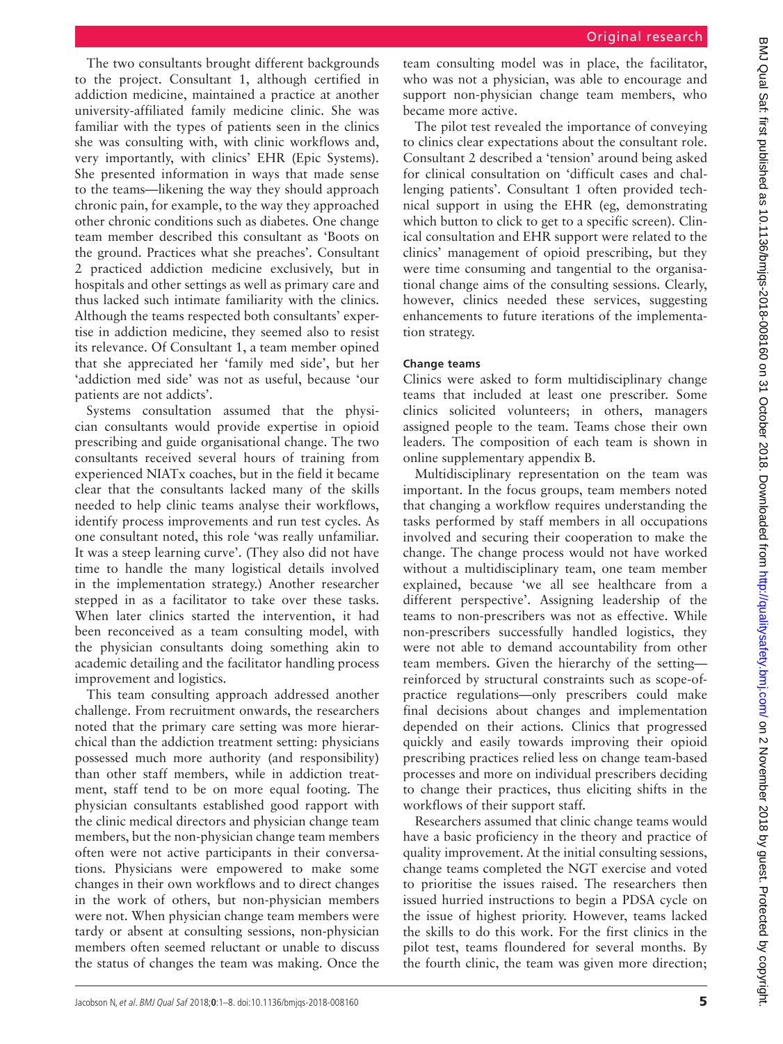The two consultants brought different backgrounds to the project. Consultant 1, although certified in addiction medicine, maintained a practice at another university-affiliated family medicine clinic. She was familiar with the types of patients seen in the clinics she was consulting with, with clinic workflows and, very importantly, with clinics' EHR (Epic Systems). She presented information in ways that made sense to the teams—likening the way they should approach chronic pain, for example, to the way they approached other chronic conditions such as diabetes. One change team member described this consultant as 'Boots on the ground. Practices what she preaches'. Consultant 2 practiced addiction medicine exclusively, but in hospitals and other settings as well as primary care and thus lacked such intimate familiarity with the clinics. Although the teams respected both consultants' expertise in addiction medicine, they seemed also to resist its relevance. Of Consultant 1, a team member opined that she appreciated her 'family med side', but her 'addiction med side' was not as useful, because 'our patients are not addicts'.

Systems consultation assumed that the physician consultants would provide expertise in opioid prescribing and guide organisational change. The two consultants received several hours of training from experienced NIATx coaches, but in the field it became clear that the consultants lacked many of the skills needed to help clinic teams analyse their workflows, identify process improvements and run test cycles. As one consultant noted, this role 'was really unfamiliar. It was a steep learning curve'. (They also did not have time to handle the many logistical details involved in the implementation strategy.) Another researcher stepped in as a facilitator to take over these tasks. When later clinics started the intervention, it had been reconceived as a team consulting model, with the physician consultants doing something akin to academic detailing and the facilitator handling process improvement and logistics.

This team consulting approach addressed another challenge. From recruitment onwards, the researchers noted that the primary care setting was more hierarchical than the addiction treatment setting: physicians possessed much more authority (and responsibility) than other staff members, while in addiction treatment, staff tend to be on more equal footing. The physician consultants established good rapport with the clinic medical directors and physician change team members, but the non-physician change team members often were not active participants in their conversations. Physicians were empowered to make some changes in their own workflows and to direct changes in the work of others, but non-physician members were not. When physician change team members were tardy or absent at consulting sessions, non-physician members often seemed reluctant or unable to discuss the status of changes the team was making. Once the team consulting model was in place, the facilitator, who was not a physician, was able to encourage and support non-physician change team members, who became more active.

The pilot test revealed the importance of conveying to clinics clear expectations about the consultant role. Consultant 2 described a 'tension' around being asked for clinical consultation on 'difficult cases and challenging patients'. Consultant 1 often provided technical support in using the EHR (eg, demonstrating which button to click to get to a specific screen). Clinical consultation and EHR support were related to the clinics' management of opioid prescribing, but they were time consuming and tangential to the organisational change aims of the consulting sessions. Clearly, however, clinics needed these services, suggesting enhancements to future iterations of the implementation strategy.

#### Change teams

Clinics were asked to form multidisciplinary change teams that included at least one prescriber. Some clinics solicited volunteers; in others, managers assigned people to the team. Teams chose their own leaders. The composition of each team is shown in online supplementary appendix B.

Multidisciplinary representation on the team was important. In the focus groups, team members noted that changing a workflow requires understanding the tasks performed by staff members in all occupations involved and securing their cooperation to make the change. The change process would not have worked without a multidisciplinary team, one team member explained, because 'we all see healthcare from a different perspective'. Assigning leadership of the teams to non-prescribers was not as effective. While non-prescribers successfully handled logistics, they were not able to demand accountability from other team members. Given the hierarchy of the setting—reinforced by structural constraints such as scope-of-practice regulations—only prescribers could make final decisions about changes and implementation depended on their actions. Clinics that progressed quickly and easily towards improving their opioid prescribing practices relied less on change team-based processes and more on individual prescribers deciding to change their practices, thus eliciting shifts in the workflows of their support staff.

Researchers assumed that clinic change teams would have a basic proficiency in the theory and practice of quality improvement. At the initial consulting sessions, change teams completed the NGT exercise and voted to prioritise the issues raised. The researchers then issued hurried instructions to begin a PDSA cycle on the issue of highest priority. However, teams lacked the skills to do this work. For the first clinics in the pilot test, teams floundered for several months. By the fourth clinic, the team was given more direction;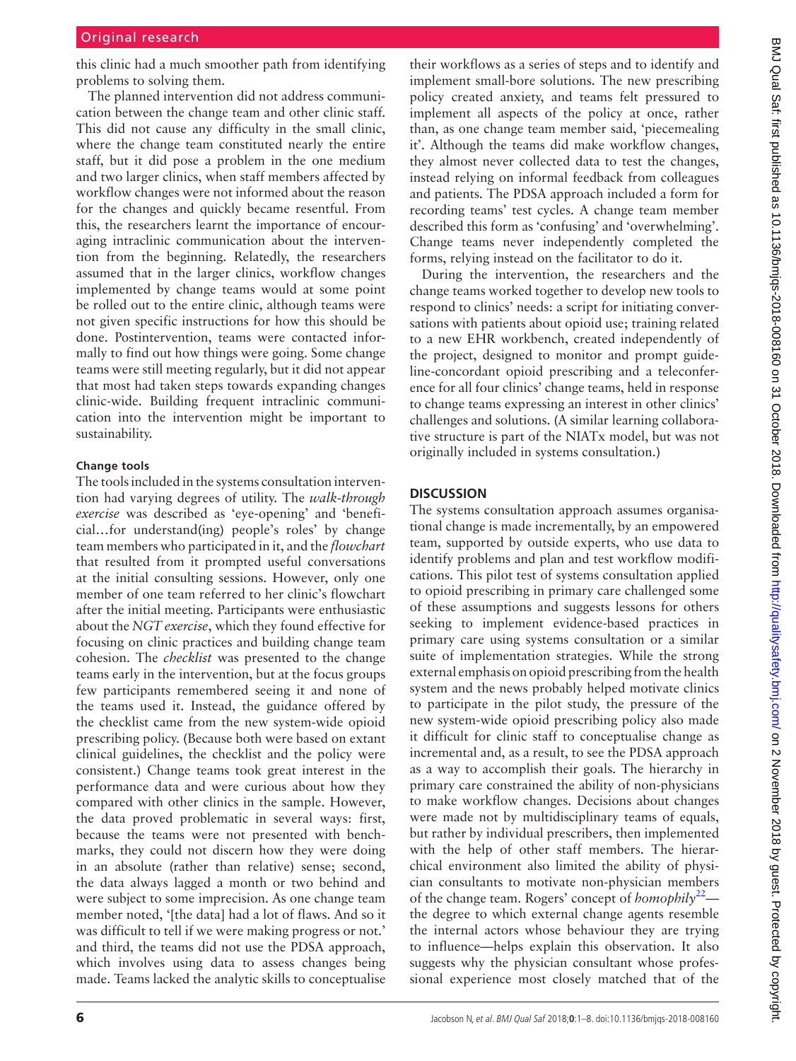this clinic had a much smoother path from identifying problems to solving them.

The planned intervention did not address communication between the change team and other clinic staff. This did not cause any difficulty in the small clinic, where the change team constituted nearly the entire staff, but it did pose a problem in the one medium and two larger clinics, when staff members affected by workflow changes were not informed about the reason for the changes and quickly became resentful. From this, the researchers learnt the importance of encouraging intraclinic communication about the intervention from the beginning. Relatedly, the researchers assumed that in the larger clinics, workflow changes implemented by change teams would at some point be rolled out to the entire clinic, although teams were not given specific instructions for how this should be done. Postintervention, teams were contacted informally to find out how things were going. Some change teams were still meeting regularly, but it did not appear that most had taken steps towards expanding changes clinic-wide. Building frequent intraclinic communication into the intervention might be important to sustainability.

#### Change tools

The tools included in the systems consultation intervention had varying degrees of utility. The *walk-through exercise* was described as 'eye-opening' and 'beneficial…for understand(ing) people's roles' by change team members who participated in it, and the *flowchart* that resulted from it prompted useful conversations at the initial consulting sessions. However, only one member of one team referred to her clinic's flowchart after the initial meeting. Participants were enthusiastic about the *NGT exercise*, which they found effective for focusing on clinic practices and building change team cohesion. The *checklist* was presented to the change teams early in the intervention, but at the focus groups few participants remembered seeing it and none of the teams used it. Instead, the guidance offered by the checklist came from the new system-wide opioid prescribing policy. (Because both were based on extant clinical guidelines, the checklist and the policy were consistent.) Change teams took great interest in the performance data and were curious about how they compared with other clinics in the sample. However, the data proved problematic in several ways: first, because the teams were not presented with benchmarks, they could not discern how they were doing in an absolute (rather than relative) sense; second, the data always lagged a month or two behind and were subject to some imprecision. As one change team member noted, '[the data] had a lot of flaws. And so it was difficult to tell if we were making progress or not.' and third, the teams did not use the PDSA approach, which involves using data to assess changes being made. Teams lacked the analytic skills to conceptualise their workflows as a series of steps and to identify and implement small-bore solutions. The new prescribing policy created anxiety, and teams felt pressured to implement all aspects of the policy at once, rather than, as one change team member said, 'piecemealing it'. Although the teams did make workflow changes, they almost never collected data to test the changes, instead relying on informal feedback from colleagues and patients. The PDSA approach included a form for recording teams' test cycles. A change team member described this form as 'confusing' and 'overwhelming'. Change teams never independently completed the forms, relying instead on the facilitator to do it.

During the intervention, the researchers and the change teams worked together to develop new tools to respond to clinics' needs: a script for initiating conversations with patients about opioid use; training related to a new EHR workbench, created independently of the project, designed to monitor and prompt guideline-concordant opioid prescribing and a teleconference for all four clinics' change teams, held in response to change teams expressing an interest in other clinics' challenges and solutions. (A similar learning collaborative structure is part of the NIATx model, but was not originally included in systems consultation.)

## DISCUSSION

The systems consultation approach assumes organisational change is made incrementally, by an empowered team, supported by outside experts, who use data to identify problems and plan and test workflow modifications. This pilot test of systems consultation applied to opioid prescribing in primary care challenged some of these assumptions and suggests lessons for others seeking to implement evidence-based practices in primary care using systems consultation or a similar suite of implementation strategies. While the strong external emphasis on opioid prescribing from the health system and the news probably helped motivate clinics to participate in the pilot study, the pressure of the new system-wide opioid prescribing policy also made it difficult for clinic staff to conceptualise change as incremental and, as a result, to see the PDSA approach as a way to accomplish their goals. The hierarchy in primary care constrained the ability of non-physicians to make workflow changes. Decisions about changes were made not by multidisciplinary teams of equals, but rather by individual prescribers, then implemented with the help of other staff members. The hierarchical environment also limited the ability of physician consultants to motivate non-physician members of the change team. Rogers' concept of *homophily*[22]—the degree to which external change agents resemble the internal actors whose behaviour they are trying to influence—helps explain this observation. It also suggests why the physician consultant whose professional experience most closely matched that of the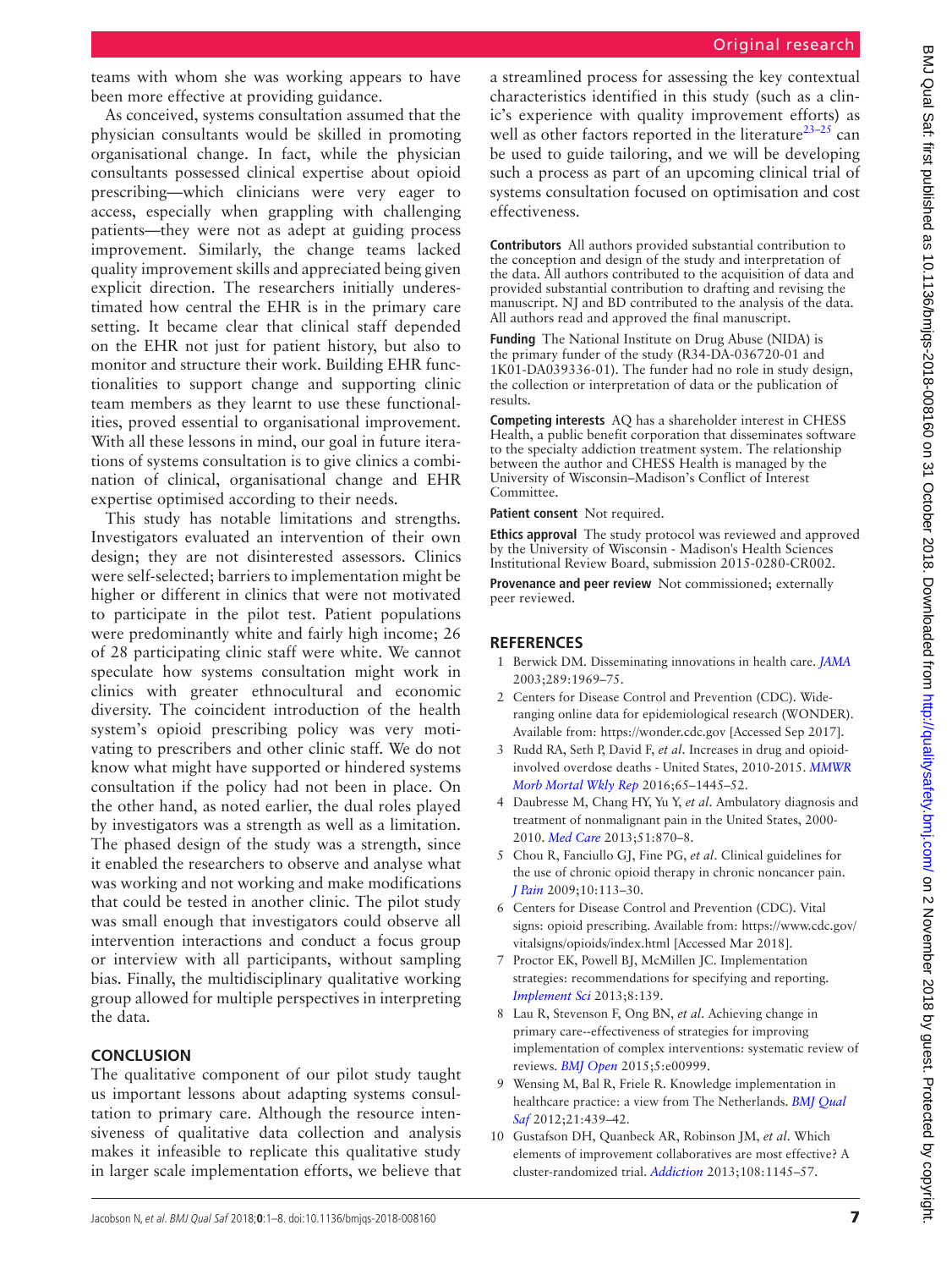teams with whom she was working appears to have been more effective at providing guidance.

As conceived, systems consultation assumed that the physician consultants would be skilled in promoting organisational change. In fact, while the physician consultants possessed clinical expertise about opioid prescribing—which clinicians were very eager to access, especially when grappling with challenging patients—they were not as adept at guiding process improvement. Similarly, the change teams lacked quality improvement skills and appreciated being given explicit direction. The researchers initially underestimated how central the EHR is in the primary care setting. It became clear that clinical staff depended on the EHR not just for patient history, but also to monitor and structure their work. Building EHR functionalities to support change and supporting clinic team members as they learnt to use these functionalities, proved essential to organisational improvement. With all these lessons in mind, our goal in future iterations of systems consultation is to give clinics a combination of clinical, organisational change and EHR expertise optimised according to their needs.

This study has notable limitations and strengths. Investigators evaluated an intervention of their own design; they are not disinterested assessors. Clinics were self-selected; barriers to implementation might be higher or different in clinics that were not motivated to participate in the pilot test. Patient populations were predominantly white and fairly high income; 26 of 28 participating clinic staff were white. We cannot speculate how systems consultation might work in clinics with greater ethnocultural and economic diversity. The coincident introduction of the health system's opioid prescribing policy was very motivating to prescribers and other clinic staff. We do not know what might have supported or hindered systems consultation if the policy had not been in place. On the other hand, as noted earlier, the dual roles played by investigators was a strength as well as a limitation. The phased design of the study was a strength, since it enabled the researchers to observe and analyse what was working and not working and make modifications that could be tested in another clinic. The pilot study was small enough that investigators could observe all intervention interactions and conduct a focus group or interview with all participants, without sampling bias. Finally, the multidisciplinary qualitative working group allowed for multiple perspectives in interpreting the data.

## CONCLUSION

The qualitative component of our pilot study taught us important lessons about adapting systems consultation to primary care. Although the resource intensiveness of qualitative data collection and analysis makes it infeasible to replicate this qualitative study in larger scale implementation efforts, we believe that a streamlined process for assessing the key contextual characteristics identified in this study (such as a clinic's experience with quality improvement efforts) as well as other factors reported in the literature[23–25] can be used to guide tailoring, and we will be developing such a process as part of an upcoming clinical trial of systems consultation focused on optimisation and cost effectiveness.

**Contributors** All authors provided substantial contribution to the conception and design of the study and interpretation of the data. All authors contributed to the acquisition of data and provided substantial contribution to drafting and revising the manuscript. NJ and BD contributed to the analysis of the data. All authors read and approved the final manuscript.

**Funding** The National Institute on Drug Abuse (NIDA) is the primary funder of the study (R34-DA-036720-01 and 1K01-DA039336-01). The funder had no role in study design, the collection or interpretation of data or the publication of results.

**Competing interests** AQ has a shareholder interest in CHESS Health, a public benefit corporation that disseminates software to the specialty addiction treatment system. The relationship between the author and CHESS Health is managed by the University of Wisconsin–Madison's Conflict of Interest Committee.

**Patient consent** Not required.

**Ethics approval** The study protocol was reviewed and approved by the University of Wisconsin - Madison's Health Sciences Institutional Review Board, submission 2015-0280-CR002.

**Provenance and peer review** Not commissioned; externally peer reviewed.

## REFERENCES

1. Berwick DM. Disseminating innovations in health care. *JAMA* 2003;289:1969–75.
2. Centers for Disease Control and Prevention (CDC). Wide-ranging online data for epidemiological research (WONDER). Available from: https://wonder.cdc.gov [Accessed Sep 2017].
3. Rudd RA, Seth P, David F, *et al*. Increases in drug and opioid-involved overdose deaths - United States, 2010-2015. *MMWR Morb Mortal Wkly Rep* 2016;65–1445–52.
4. Daubresse M, Chang HY, Yu Y, *et al*. Ambulatory diagnosis and treatment of nonmalignant pain in the United States, 2000-2010. *Med Care* 2013;51:870–8.
5. Chou R, Fanciullo GJ, Fine PG, *et al*. Clinical guidelines for the use of chronic opioid therapy in chronic noncancer pain. *J Pain* 2009;10:113–30.
6. Centers for Disease Control and Prevention (CDC). Vital signs: opioid prescribing. Available from: https://www.cdc.gov/vitalsigns/opioids/index.html [Accessed Mar 2018].
7. Proctor EK, Powell BJ, McMillen JC. Implementation strategies: recommendations for specifying and reporting. *Implement Sci* 2013;8:139.
8. Lau R, Stevenson F, Ong BN, *et al*. Achieving change in primary care--effectiveness of strategies for improving implementation of complex interventions: systematic review of reviews. *BMJ Open* 2015;5:e00999.
9. Wensing M, Bal R, Friele R. Knowledge implementation in healthcare practice: a view from The Netherlands. *BMJ Qual Saf* 2012;21:439–42.
10. Gustafson DH, Quanbeck AR, Robinson JM, *et al*. Which elements of improvement collaboratives are most effective? A cluster-randomized trial. *Addiction* 2013;108:1145–57.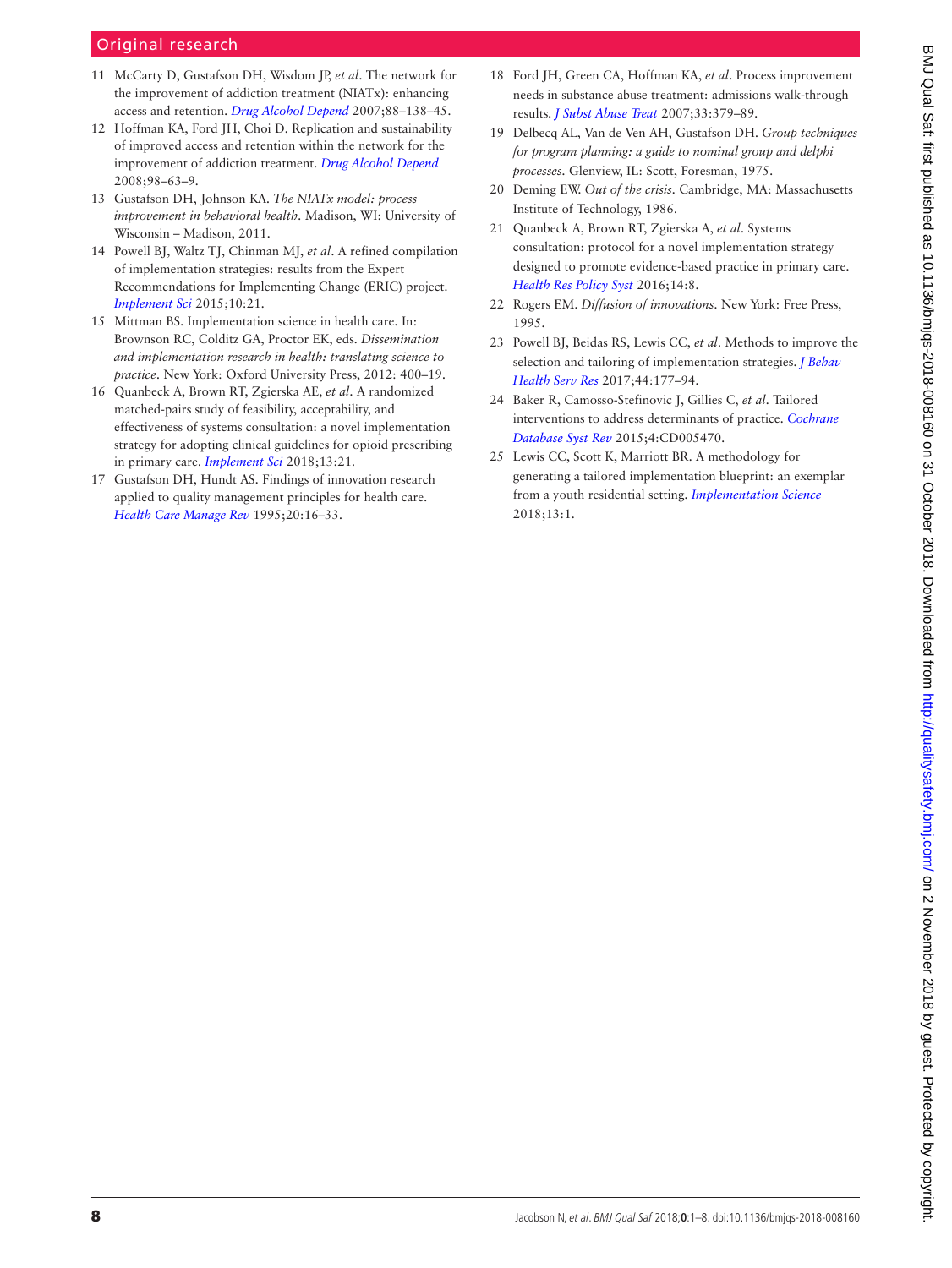11 McCarty D, Gustafson DH, Wisdom JP, *et al*. The network for the improvement of addiction treatment (NIATx): enhancing access and retention. *Drug Alcohol Depend* 2007;88–138–45.

12 Hoffman KA, Ford JH, Choi D. Replication and sustainability of improved access and retention within the network for the improvement of addiction treatment. *Drug Alcohol Depend* 2008;98–63–9.

13 Gustafson DH, Johnson KA. *The NIATx model: process improvement in behavioral health*. Madison, WI: University of Wisconsin – Madison, 2011.

14 Powell BJ, Waltz TJ, Chinman MJ, *et al*. A refined compilation of implementation strategies: results from the Expert Recommendations for Implementing Change (ERIC) project. *Implement Sci* 2015;10:21.

15 Mittman BS. Implementation science in health care. In: Brownson RC, Colditz GA, Proctor EK, eds. *Dissemination and implementation research in health: translating science to practice*. New York: Oxford University Press, 2012: 400–19.

16 Quanbeck A, Brown RT, Zgierska AE, *et al*. A randomized matched-pairs study of feasibility, acceptability, and effectiveness of systems consultation: a novel implementation strategy for adopting clinical guidelines for opioid prescribing in primary care. *Implement Sci* 2018;13:21.

17 Gustafson DH, Hundt AS. Findings of innovation research applied to quality management principles for health care. *Health Care Manage Rev* 1995;20:16–33.

18 Ford JH, Green CA, Hoffman KA, *et al*. Process improvement needs in substance abuse treatment: admissions walk-through results. *J Subst Abuse Treat* 2007;33:379–89.

19 Delbecq AL, Van de Ven AH, Gustafson DH. *Group techniques for program planning: a guide to nominal group and delphi processes*. Glenview, IL: Scott, Foresman, 1975.

20 Deming EW. *Out of the crisis*. Cambridge, MA: Massachusetts Institute of Technology, 1986.

21 Quanbeck A, Brown RT, Zgierska A, *et al*. Systems consultation: protocol for a novel implementation strategy designed to promote evidence-based practice in primary care. *Health Res Policy Syst* 2016;14:8.

22 Rogers EM. *Diffusion of innovations*. New York: Free Press, 1995.

23 Powell BJ, Beidas RS, Lewis CC, *et al*. Methods to improve the selection and tailoring of implementation strategies. *J Behav Health Serv Res* 2017;44:177–94.

24 Baker R, Camosso-Stefinovic J, Gillies C, *et al*. Tailored interventions to address determinants of practice. *Cochrane Database Syst Rev* 2015;4:CD005470.

25 Lewis CC, Scott K, Marriott BR. A methodology for generating a tailored implementation blueprint: an exemplar from a youth residential setting. *Implementation Science* 2018;13:1.